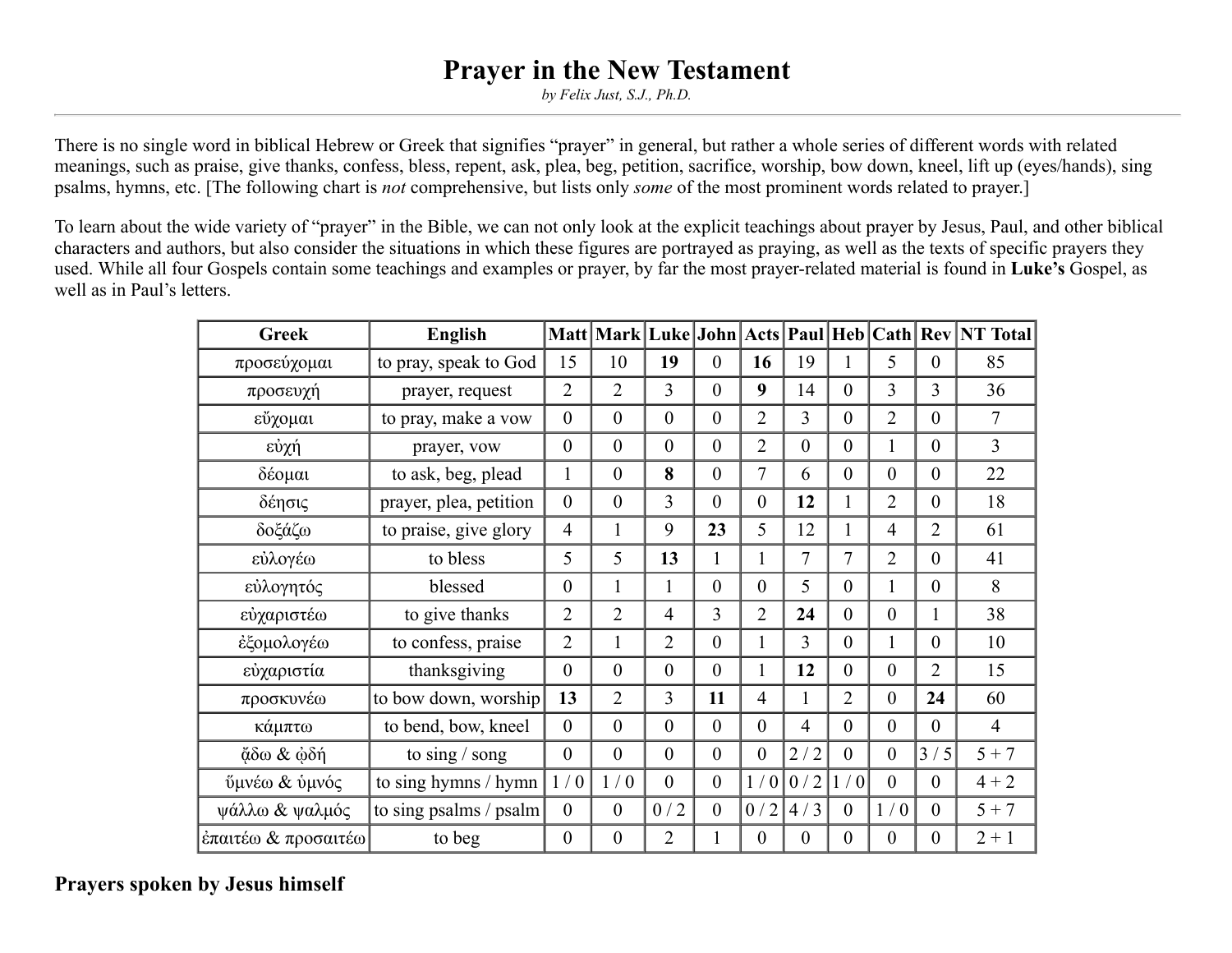# Prayer in the New Testament

*by Felix Just, S.J., Ph.D.*

---

There is no single word in biblical Hebrew or Greek that signifies "prayer" in general, but rather a whole series of different words with related meanings, such as praise, give thanks, confess, bless, repent, ask, plea, beg, petition, sacrifice, worship, bow down, kneel, lift up (eyes/hands), sing psalms, hymns, etc. [The following chart is *not* comprehensive, but lists only *some* of the most prominent words related to prayer.]

To learn about the wide variety of "prayer" in the Bible, we can not only look at the explicit teachings about prayer by Jesus, Paul, and other biblical characters and authors, but also consider the situations in which these figures are portrayed as praying, as well as the texts of specific prayers they used. While all four Gospels contain some teachings and examples or prayer, by far the most prayer-related material is found in **Luke's** Gospel, as well as in Paul's letters.

| Greek | English | Matt | Mark | Luke | John | Acts | Paul | Heb | Cath | Rev | NT Total |
|---|---|---|---|---|---|---|---|---|---|---|---|
| προσεύχομαι | to pray, speak to God | 15 | 10 | **19** | 0 | **16** | 19 | 1 | 5 | 0 | 85 |
| προσευχή | prayer, request | 2 | 2 | 3 | 0 | **9** | 14 | 0 | 3 | 3 | 36 |
| εὔχομαι | to pray, make a vow | 0 | 0 | 0 | 0 | 2 | 3 | 0 | 2 | 0 | 7 |
| εὐχή | prayer, vow | 0 | 0 | 0 | 0 | 2 | 0 | 0 | 1 | 0 | 3 |
| δέομαι | to ask, beg, plead | 1 | 0 | **8** | 0 | 7 | 6 | 0 | 0 | 0 | 22 |
| δέησις | prayer, plea, petition | 0 | 0 | 3 | 0 | 0 | **12** | 1 | 2 | 0 | 18 |
| δοξάζω | to praise, give glory | 4 | 1 | 9 | **23** | 5 | 12 | 1 | 4 | 2 | 61 |
| εὐλογέω | to bless | 5 | 5 | **13** | 1 | 1 | 7 | 7 | 2 | 0 | 41 |
| εὐλογητός | blessed | 0 | 1 | 1 | 0 | 0 | 5 | 0 | 1 | 0 | 8 |
| εὐχαριστέω | to give thanks | 2 | 2 | 4 | 3 | 2 | **24** | 0 | 0 | 1 | 38 |
| ἐξομολογέω | to confess, praise | 2 | 1 | 2 | 0 | 1 | 3 | 0 | 1 | 0 | 10 |
| εὐχαριστία | thanksgiving | 0 | 0 | 0 | 0 | 1 | **12** | 0 | 0 | 2 | 15 |
| προσκυνέω | to bow down, worship | **13** | 2 | 3 | **11** | 4 | 1 | 2 | 0 | **24** | 60 |
| κάμπτω | to bend, bow, kneel | 0 | 0 | 0 | 0 | 0 | 4 | 0 | 0 | 0 | 4 |
| ᾄδω & ᾠδή | to sing / song | 0 | 0 | 0 | 0 | 0 | 2 / 2 | 0 | 0 | 3 / 5 | 5 + 7 |
| ὕμνέω & ὑμνός | to sing hymns / hymn | 1 / 0 | 1 / 0 | 0 | 0 | 1 / 0 | 0 / 2 | 1 / 0 | 0 | 0 | 4 + 2 |
| ψάλλω & ψαλμός | to sing psalms / psalm | 0 | 0 | 0 / 2 | 0 | 0 / 2 | 4 / 3 | 0 | 1 / 0 | 0 | 5 + 7 |
| ἐπαιτέω & προσαιτέω | to beg | 0 | 0 | 2 | 1 | 0 | 0 | 0 | 0 | 0 | 2 + 1 |

### Prayers spoken by Jesus himself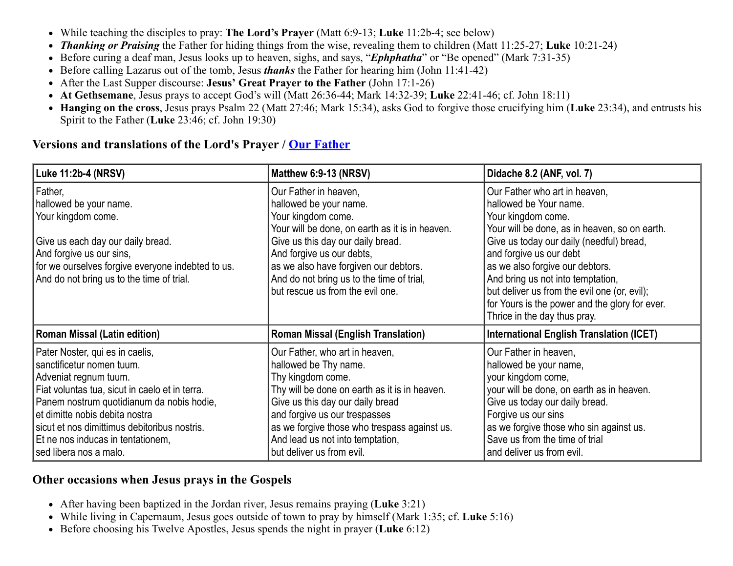- While teaching the disciples to pray: **The Lord's Prayer** (Matt 6:9-13; **Luke** 11:2b-4; see below)
- ***Thanking or Praising*** the Father for hiding things from the wise, revealing them to children (Matt 11:25-27; **Luke** 10:21-24)
- Before curing a deaf man, Jesus looks up to heaven, sighs, and says, "***Ephphatha***" or "Be opened" (Mark 7:31-35)
- Before calling Lazarus out of the tomb, Jesus ***thanks*** the Father for hearing him (John 11:41-42)
- After the Last Supper discourse: **Jesus' Great Prayer to the Father** (John 17:1-26)
- **At Gethsemane**, Jesus prays to accept God's will (Matt 26:36-44; Mark 14:32-39; **Luke** 22:41-46; cf. John 18:11)
- **Hanging on the cross**, Jesus prays Psalm 22 (Matt 27:46; Mark 15:34), asks God to forgive those crucifying him (**Luke** 23:34), and entrusts his Spirit to the Father (**Luke** 23:46; cf. John 19:30)

### Versions and translations of the Lord's Prayer / Our Father

| Luke 11:2b-4 (NRSV) | Matthew 6:9-13 (NRSV) | Didache 8.2 (ANF, vol. 7) |
|---|---|---|
| Father,<br>hallowed be your name.<br>Your kingdom come.<br><br>Give us each day our daily bread.<br>And forgive us our sins,<br>for we ourselves forgive everyone indebted to us.<br>And do not bring us to the time of trial. | Our Father in heaven,<br>hallowed be your name.<br>Your kingdom come.<br>Your will be done, on earth as it is in heaven.<br>Give us this day our daily bread.<br>And forgive us our debts,<br>as we also have forgiven our debtors.<br>And do not bring us to the time of trial,<br>but rescue us from the evil one. | Our Father who art in heaven,<br>hallowed be Your name.<br>Your kingdom come.<br>Your will be done, as in heaven, so on earth.<br>Give us today our daily (needful) bread,<br>and forgive us our debt<br>as we also forgive our debtors.<br>And bring us not into temptation,<br>but deliver us from the evil one (or, evil);<br>for Yours is the power and the glory for ever.<br>Thrice in the day thus pray. |
| **Roman Missal (Latin edition)** | **Roman Missal (English Translation)** | **International English Translation (ICET)** |
| Pater Noster, qui es in caelis,<br>sanctificetur nomen tuum.<br>Adveniat regnum tuum.<br>Fiat voluntas tua, sicut in caelo et in terra.<br>Panem nostrum quotidianum da nobis hodie,<br>et dimitte nobis debita nostra<br>sicut et nos dimittimus debitoribus nostris.<br>Et ne nos inducas in tentationem,<br>sed libera nos a malo. | Our Father, who art in heaven,<br>hallowed be Thy name.<br>Thy kingdom come.<br>Thy will be done on earth as it is in heaven.<br>Give us this day our daily bread<br>and forgive us our trespasses<br>as we forgive those who trespass against us.<br>And lead us not into temptation,<br>but deliver us from evil. | Our Father in heaven,<br>hallowed be your name,<br>your kingdom come,<br>your will be done, on earth as in heaven.<br>Give us today our daily bread.<br>Forgive us our sins<br>as we forgive those who sin against us.<br>Save us from the time of trial<br>and deliver us from evil. |

### Other occasions when Jesus prays in the Gospels

- After having been baptized in the Jordan river, Jesus remains praying (**Luke** 3:21)
- While living in Capernaum, Jesus goes outside of town to pray by himself (Mark 1:35; cf. **Luke** 5:16)
- Before choosing his Twelve Apostles, Jesus spends the night in prayer (**Luke** 6:12)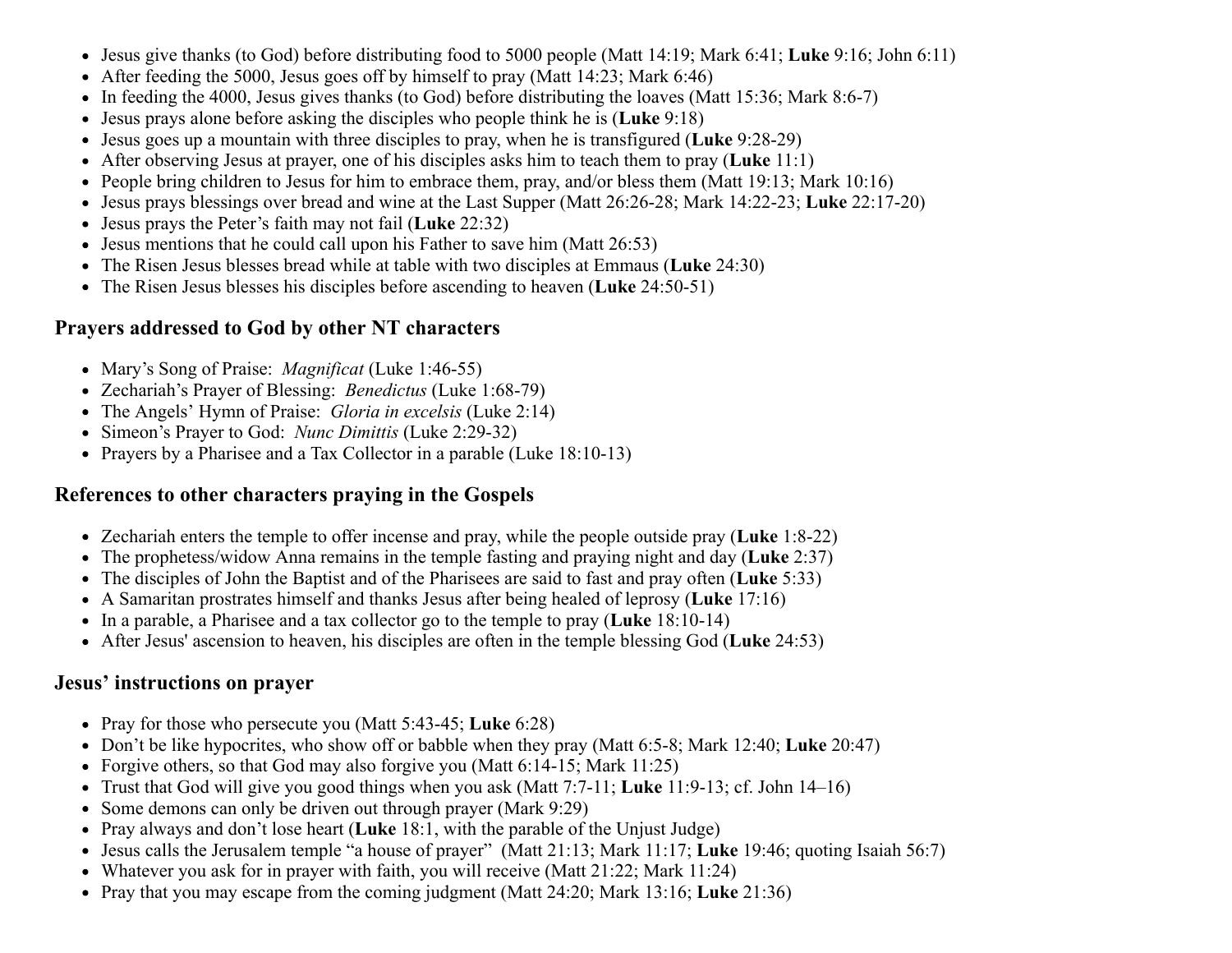- Jesus give thanks (to God) before distributing food to 5000 people (Matt 14:19; Mark 6:41; **Luke** 9:16; John 6:11)
- After feeding the 5000, Jesus goes off by himself to pray (Matt 14:23; Mark 6:46)
- In feeding the 4000, Jesus gives thanks (to God) before distributing the loaves (Matt 15:36; Mark 8:6-7)
- Jesus prays alone before asking the disciples who people think he is (**Luke** 9:18)
- Jesus goes up a mountain with three disciples to pray, when he is transfigured (**Luke** 9:28-29)
- After observing Jesus at prayer, one of his disciples asks him to teach them to pray (**Luke** 11:1)
- People bring children to Jesus for him to embrace them, pray, and/or bless them (Matt 19:13; Mark 10:16)
- Jesus prays blessings over bread and wine at the Last Supper (Matt 26:26-28; Mark 14:22-23; **Luke** 22:17-20)
- Jesus prays the Peter's faith may not fail (**Luke** 22:32)
- Jesus mentions that he could call upon his Father to save him (Matt 26:53)
- The Risen Jesus blesses bread while at table with two disciples at Emmaus (**Luke** 24:30)
- The Risen Jesus blesses his disciples before ascending to heaven (**Luke** 24:50-51)

### Prayers addressed to God by other NT characters

- Mary's Song of Praise: *Magnificat* (Luke 1:46-55)
- Zechariah's Prayer of Blessing: *Benedictus* (Luke 1:68-79)
- The Angels' Hymn of Praise: *Gloria in excelsis* (Luke 2:14)
- Simeon's Prayer to God: *Nunc Dimittis* (Luke 2:29-32)
- Prayers by a Pharisee and a Tax Collector in a parable (Luke 18:10-13)

### References to other characters praying in the Gospels

- Zechariah enters the temple to offer incense and pray, while the people outside pray (**Luke** 1:8-22)
- The prophetess/widow Anna remains in the temple fasting and praying night and day (**Luke** 2:37)
- The disciples of John the Baptist and of the Pharisees are said to fast and pray often (**Luke** 5:33)
- A Samaritan prostrates himself and thanks Jesus after being healed of leprosy (**Luke** 17:16)
- In a parable, a Pharisee and a tax collector go to the temple to pray (**Luke** 18:10-14)
- After Jesus' ascension to heaven, his disciples are often in the temple blessing God (**Luke** 24:53)

### Jesus' instructions on prayer

- Pray for those who persecute you (Matt 5:43-45; **Luke** 6:28)
- Don't be like hypocrites, who show off or babble when they pray (Matt 6:5-8; Mark 12:40; **Luke** 20:47)
- Forgive others, so that God may also forgive you (Matt 6:14-15; Mark 11:25)
- Trust that God will give you good things when you ask (Matt 7:7-11; **Luke** 11:9-13; cf. John 14–16)
- Some demons can only be driven out through prayer (Mark 9:29)
- Pray always and don't lose heart (**Luke** 18:1, with the parable of the Unjust Judge)
- Jesus calls the Jerusalem temple "a house of prayer" (Matt 21:13; Mark 11:17; **Luke** 19:46; quoting Isaiah 56:7)
- Whatever you ask for in prayer with faith, you will receive (Matt 21:22; Mark 11:24)
- Pray that you may escape from the coming judgment (Matt 24:20; Mark 13:16; **Luke** 21:36)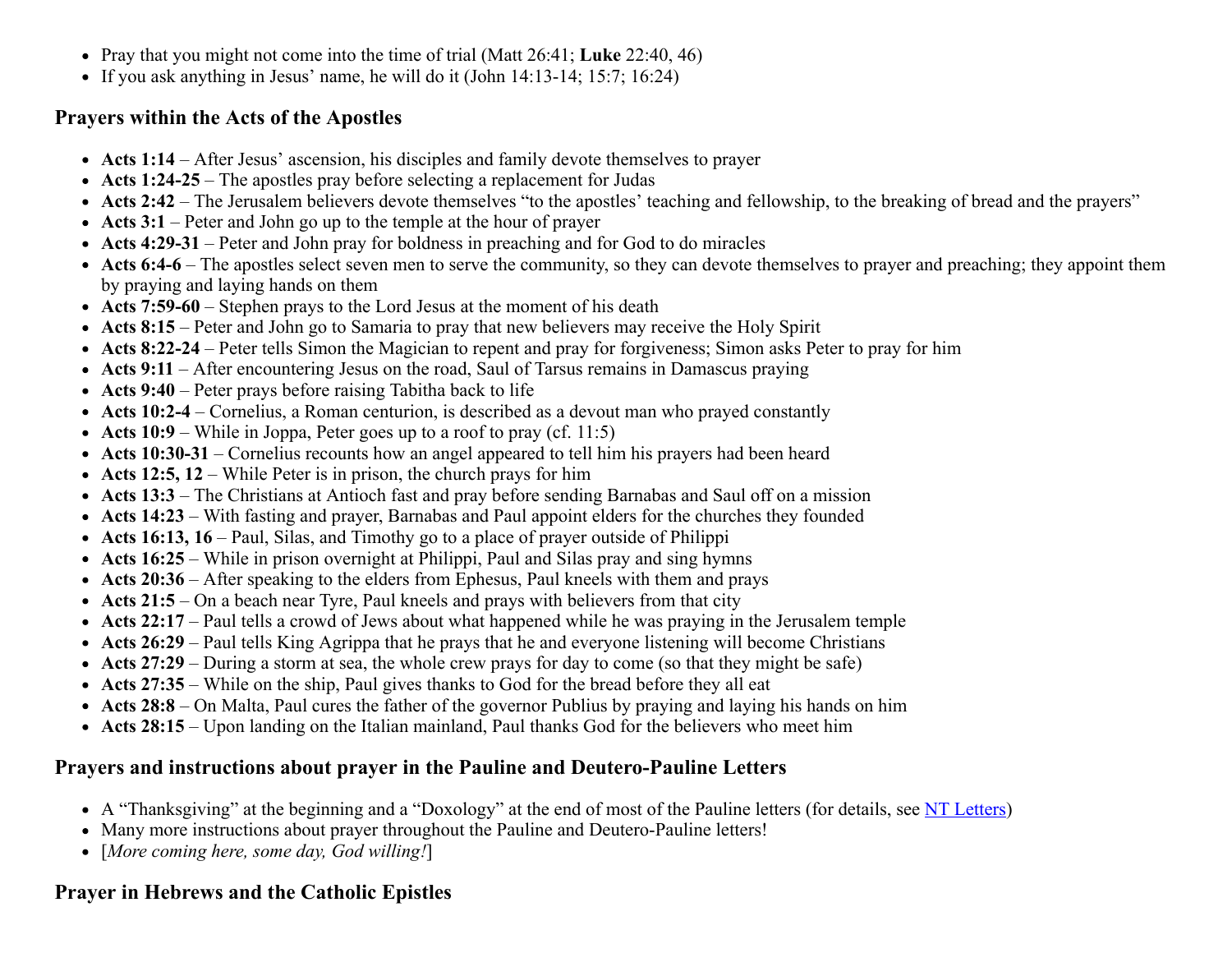- Pray that you might not come into the time of trial (Matt 26:41; **Luke** 22:40, 46)
- If you ask anything in Jesus' name, he will do it (John 14:13-14; 15:7; 16:24)

### Prayers within the Acts of the Apostles

- **Acts 1:14** – After Jesus' ascension, his disciples and family devote themselves to prayer
- **Acts 1:24-25** – The apostles pray before selecting a replacement for Judas
- **Acts 2:42** – The Jerusalem believers devote themselves "to the apostles' teaching and fellowship, to the breaking of bread and the prayers"
- **Acts 3:1** – Peter and John go up to the temple at the hour of prayer
- **Acts 4:29-31** – Peter and John pray for boldness in preaching and for God to do miracles
- **Acts 6:4-6** – The apostles select seven men to serve the community, so they can devote themselves to prayer and preaching; they appoint them by praying and laying hands on them
- **Acts 7:59-60** – Stephen prays to the Lord Jesus at the moment of his death
- **Acts 8:15** – Peter and John go to Samaria to pray that new believers may receive the Holy Spirit
- **Acts 8:22-24** – Peter tells Simon the Magician to repent and pray for forgiveness; Simon asks Peter to pray for him
- **Acts 9:11** – After encountering Jesus on the road, Saul of Tarsus remains in Damascus praying
- **Acts 9:40** – Peter prays before raising Tabitha back to life
- **Acts 10:2-4** – Cornelius, a Roman centurion, is described as a devout man who prayed constantly
- **Acts 10:9** – While in Joppa, Peter goes up to a roof to pray (cf. 11:5)
- **Acts 10:30-31** – Cornelius recounts how an angel appeared to tell him his prayers had been heard
- **Acts 12:5, 12** – While Peter is in prison, the church prays for him
- **Acts 13:3** – The Christians at Antioch fast and pray before sending Barnabas and Saul off on a mission
- **Acts 14:23** – With fasting and prayer, Barnabas and Paul appoint elders for the churches they founded
- **Acts 16:13, 16** – Paul, Silas, and Timothy go to a place of prayer outside of Philippi
- **Acts 16:25** – While in prison overnight at Philippi, Paul and Silas pray and sing hymns
- **Acts 20:36** – After speaking to the elders from Ephesus, Paul kneels with them and prays
- **Acts 21:5** – On a beach near Tyre, Paul kneels and prays with believers from that city
- **Acts 22:17** – Paul tells a crowd of Jews about what happened while he was praying in the Jerusalem temple
- **Acts 26:29** – Paul tells King Agrippa that he prays that he and everyone listening will become Christians
- **Acts 27:29** – During a storm at sea, the whole crew prays for day to come (so that they might be safe)
- **Acts 27:35** – While on the ship, Paul gives thanks to God for the bread before they all eat
- **Acts 28:8** – On Malta, Paul cures the father of the governor Publius by praying and laying his hands on him
- **Acts 28:15** – Upon landing on the Italian mainland, Paul thanks God for the believers who meet him

### Prayers and instructions about prayer in the Pauline and Deutero-Pauline Letters

- A "Thanksgiving" at the beginning and a "Doxology" at the end of most of the Pauline letters (for details, see NT Letters)
- Many more instructions about prayer throughout the Pauline and Deutero-Pauline letters!
- [*More coming here, some day, God willing!*]

### Prayer in Hebrews and the Catholic Epistles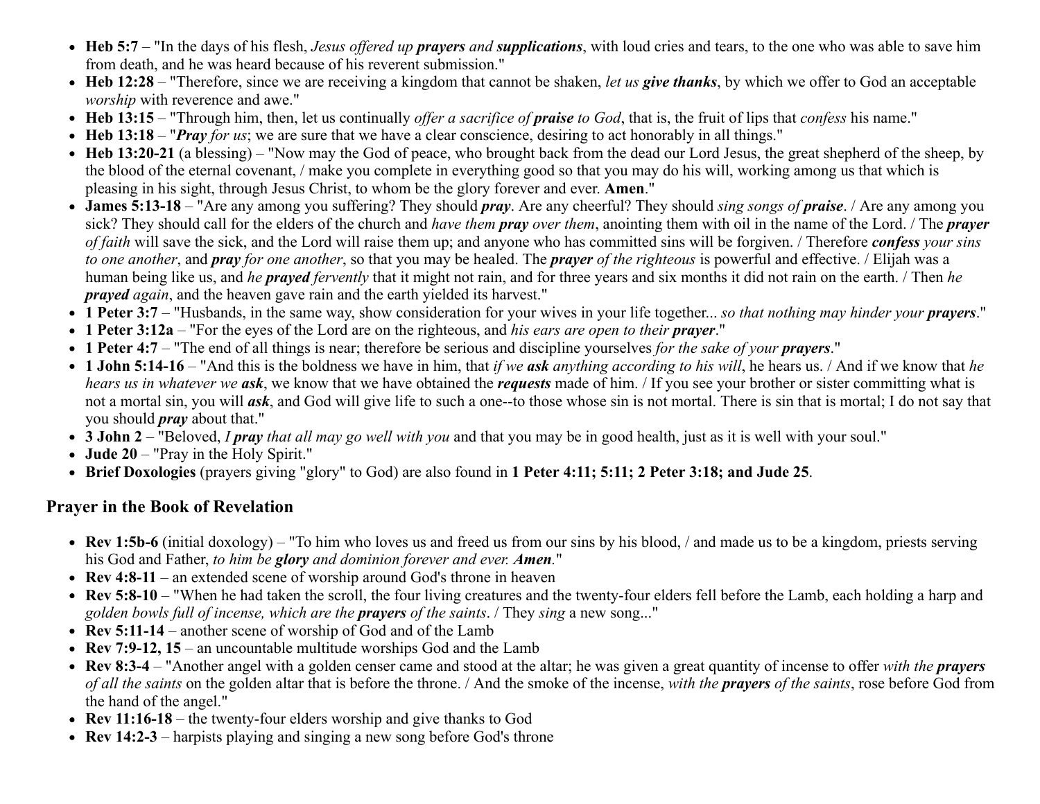- **Heb 5:7** – "In the days of his flesh, *Jesus offered up **prayers** and **supplications***, with loud cries and tears, to the one who was able to save him from death, and he was heard because of his reverent submission."
- **Heb 12:28** – "Therefore, since we are receiving a kingdom that cannot be shaken, *let us **give thanks***, by which we offer to God an acceptable *worship* with reverence and awe."
- **Heb 13:15** – "Through him, then, let us continually *offer a sacrifice of **praise** to God*, that is, the fruit of lips that *confess* his name."
- **Heb 13:18** – "***Pray** for us*; we are sure that we have a clear conscience, desiring to act honorably in all things."
- **Heb 13:20-21** (a blessing) – "Now may the God of peace, who brought back from the dead our Lord Jesus, the great shepherd of the sheep, by the blood of the eternal covenant, / make you complete in everything good so that you may do his will, working among us that which is pleasing in his sight, through Jesus Christ, to whom be the glory forever and ever. **Amen**."
- **James 5:13-18** – "Are any among you suffering? They should ***pray***. Are any cheerful? They should *sing songs of **praise***. / Are any among you sick? They should call for the elders of the church and *have them **pray** over them*, anointing them with oil in the name of the Lord. / The ***prayer** of faith* will save the sick, and the Lord will raise them up; and anyone who has committed sins will be forgiven. / Therefore ***confess** your sins to one another*, and ***pray** for one another*, so that you may be healed. The ***prayer** of the righteous* is powerful and effective. / Elijah was a human being like us, and *he **prayed** fervently* that it might not rain, and for three years and six months it did not rain on the earth. / Then *he **prayed** again*, and the heaven gave rain and the earth yielded its harvest."
- **1 Peter 3:7** – "Husbands, in the same way, show consideration for your wives in your life together... *so that nothing may hinder your **prayers***."
- **1 Peter 3:12a** – "For the eyes of the Lord are on the righteous, and *his ears are open to their **prayer***."
- **1 Peter 4:7** – "The end of all things is near; therefore be serious and discipline yourselves *for the sake of your **prayers***."
- **1 John 5:14-16** – "And this is the boldness we have in him, that *if we **ask** anything according to his will*, he hears us. / And if we know that *he hears us in whatever we **ask***, we know that we have obtained the ***requests*** made of him. / If you see your brother or sister committing what is not a mortal sin, you will ***ask***, and God will give life to such a one--to those whose sin is not mortal. There is sin that is mortal; I do not say that you should ***pray*** about that."
- **3 John 2** – "Beloved, *I **pray** that all may go well with you* and that you may be in good health, just as it is well with your soul."
- **Jude 20** – "Pray in the Holy Spirit."
- **Brief Doxologies** (prayers giving "glory" to God) are also found in **1 Peter 4:11; 5:11; 2 Peter 3:18; and Jude 25**.

## Prayer in the Book of Revelation

- **Rev 1:5b-6** (initial doxology) – "To him who loves us and freed us from our sins by his blood, / and made us to be a kingdom, priests serving his God and Father, *to him be **glory** and dominion forever and ever. **Amen***."
- **Rev 4:8-11** – an extended scene of worship around God's throne in heaven
- **Rev 5:8-10** – "When he had taken the scroll, the four living creatures and the twenty-four elders fell before the Lamb, each holding a harp and *golden bowls full of incense, which are the **prayers** of the saints*. / They *sing* a new song..."
- **Rev 5:11-14** – another scene of worship of God and of the Lamb
- **Rev 7:9-12, 15** – an uncountable multitude worships God and the Lamb
- **Rev 8:3-4** – "Another angel with a golden censer came and stood at the altar; he was given a great quantity of incense to offer *with the **prayers** of all the saints* on the golden altar that is before the throne. / And the smoke of the incense, *with the **prayers** of the saints*, rose before God from the hand of the angel."
- **Rev 11:16-18** – the twenty-four elders worship and give thanks to God
- **Rev 14:2-3** – harpists playing and singing a new song before God's throne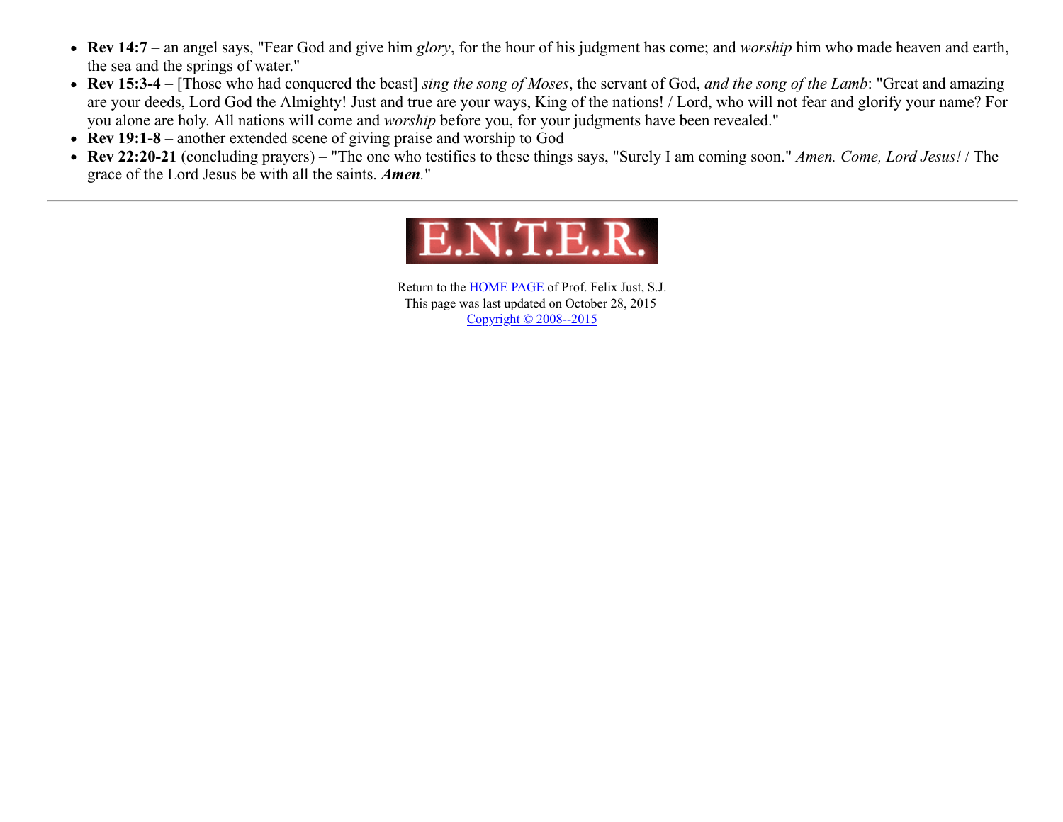- **Rev 14:7** – an angel says, "Fear God and give him *glory*, for the hour of his judgment has come; and *worship* him who made heaven and earth, the sea and the springs of water."
- **Rev 15:3-4** – [Those who had conquered the beast] *sing the song of Moses*, the servant of God, *and the song of the Lamb*: "Great and amazing are your deeds, Lord God the Almighty! Just and true are your ways, King of the nations! / Lord, who will not fear and glorify your name? For you alone are holy. All nations will come and *worship* before you, for your judgments have been revealed."
- **Rev 19:1-8** – another extended scene of giving praise and worship to God
- **Rev 22:20-21** (concluding prayers) – "The one who testifies to these things says, "Surely I am coming soon." *Amen. Come, Lord Jesus!* / The grace of the Lord Jesus be with all the saints. ***Amen***."

---

E.N.T.E.R.

Return to the HOME PAGE of Prof. Felix Just, S.J.
This page was last updated on October 28, 2015
Copyright © 2008--2015